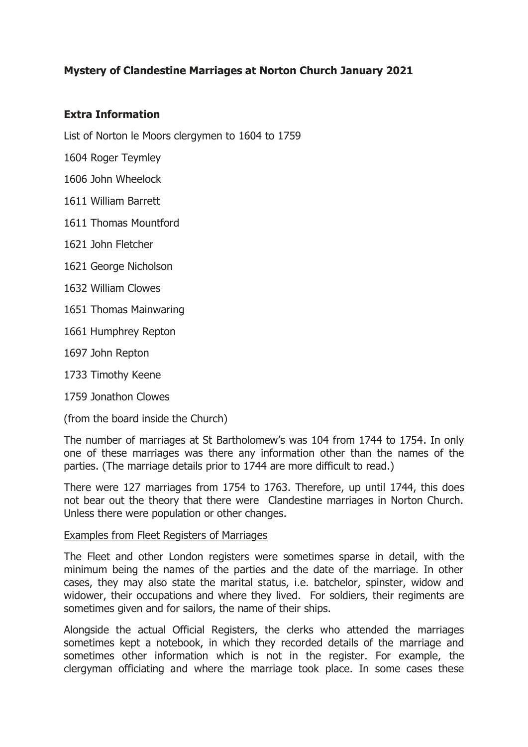**Mystery of Clandestine Marriages at Norton Church January 2021**

**Extra Information**

List of Norton le Moors clergymen to 1604 to 1759

1604 Roger Teymley

1606 John Wheelock

1611 William Barrett

1611 Thomas Mountford

1621 John Fletcher

1621 George Nicholson

1632 William Clowes

1651 Thomas Mainwaring

1661 Humphrey Repton

1697 John Repton

1733 Timothy Keene

1759 Jonathon Clowes

(from the board inside the Church)

The number of marriages at St Bartholomew's was 104 from 1744 to 1754. In only one of these marriages was there any information other than the names of the parties. (The marriage details prior to 1744 are more difficult to read.)

There were 127 marriages from 1754 to 1763. Therefore, up until 1744, this does not bear out the theory that there were Clandestine marriages in Norton Church. Unless there were population or other changes.

<u>Examples from Fleet Registers of Marriages</u>

The Fleet and other London registers were sometimes sparse in detail, with the minimum being the names of the parties and the date of the marriage. In other cases, they may also state the marital status, i.e. batchelor, spinster, widow and widower, their occupations and where they lived. For soldiers, their regiments are sometimes given and for sailors, the name of their ships.

Alongside the actual Official Registers, the clerks who attended the marriages sometimes kept a notebook, in which they recorded details of the marriage and sometimes other information which is not in the register. For example, the clergyman officiating and where the marriage took place. In some cases these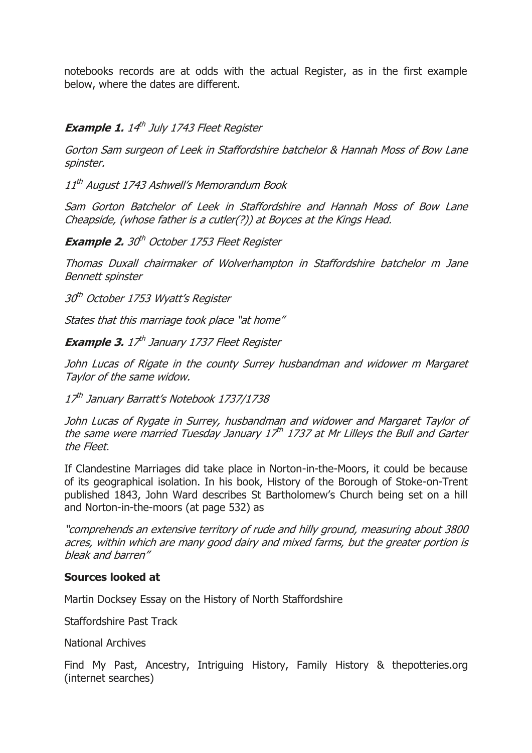notebooks records are at odds with the actual Register, as in the first example below, where the dates are different.

***Example 1.*** *14th July 1743 Fleet Register*

*Gorton Sam surgeon of Leek in Staffordshire batchelor & Hannah Moss of Bow Lane spinster.*

*11th August 1743 Ashwell's Memorandum Book*

*Sam Gorton Batchelor of Leek in Staffordshire and Hannah Moss of Bow Lane Cheapside, (whose father is a cutler(?)) at Boyces at the Kings Head.*

***Example 2.*** *30th October 1753 Fleet Register*

*Thomas Duxall chairmaker of Wolverhampton in Staffordshire batchelor m Jane Bennett spinster*

*30th October 1753 Wyatt's Register*

*States that this marriage took place "at home"*

***Example 3.*** *17th January 1737 Fleet Register*

*John Lucas of Rigate in the county Surrey husbandman and widower m Margaret Taylor of the same widow.*

*17th January Barratt's Notebook 1737/1738*

*John Lucas of Rygate in Surrey, husbandman and widower and Margaret Taylor of the same were married Tuesday January 17th 1737 at Mr Lilleys the Bull and Garter the Fleet.*

If Clandestine Marriages did take place in Norton-in-the-Moors, it could be because of its geographical isolation. In his book, History of the Borough of Stoke-on-Trent published 1843, John Ward describes St Bartholomew's Church being set on a hill and Norton-in-the-moors (at page 532) as

*"comprehends an extensive territory of rude and hilly ground, measuring about 3800 acres, within which are many good dairy and mixed farms, but the greater portion is bleak and barren"*

**Sources looked at**

Martin Docksey Essay on the History of North Staffordshire

Staffordshire Past Track

National Archives

Find My Past, Ancestry, Intriguing History, Family History & thepotteries.org (internet searches)